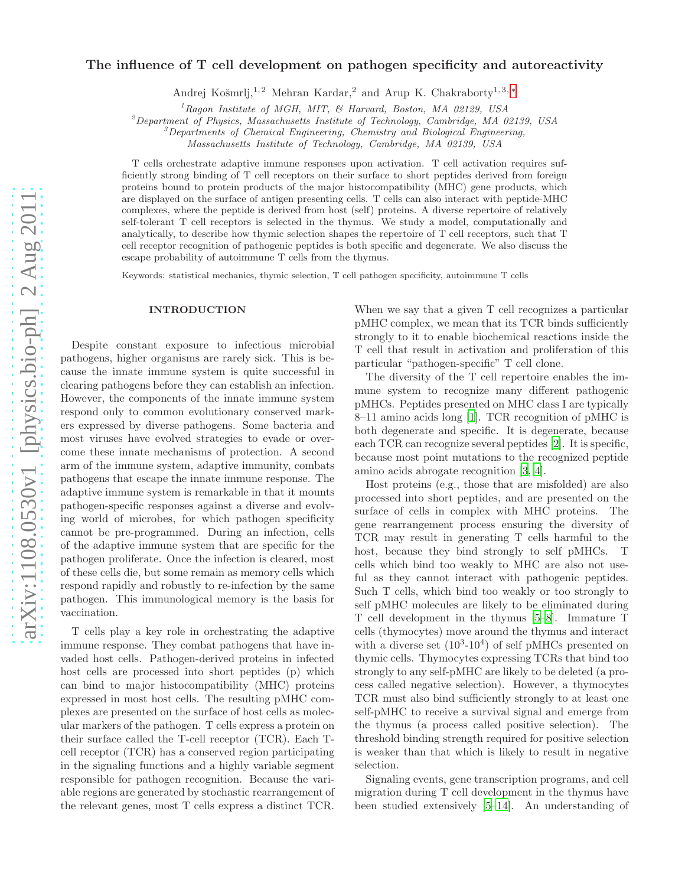# The influence of T cell development on pathogen specificity and autoreactivity

Andrej Košmrlj,[1,2] Mehran Kardar,[2] and Arup K. Chakraborty[1,3,*]

[1] *Ragon Institute of MGH, MIT, & Harvard, Boston, MA 02129, USA*
[2] *Department of Physics, Massachusetts Institute of Technology, Cambridge, MA 02139, USA*
[3] *Departments of Chemical Engineering, Chemistry and Biological Engineering, Massachusetts Institute of Technology, Cambridge, MA 02139, USA*

T cells orchestrate adaptive immune responses upon activation. T cell activation requires sufficiently strong binding of T cell receptors on their surface to short peptides derived from foreign proteins bound to protein products of the major histocompatibility (MHC) gene products, which are displayed on the surface of antigen presenting cells. T cells can also interact with peptide-MHC complexes, where the peptide is derived from host (self) proteins. A diverse repertoire of relatively self-tolerant T cell receptors is selected in the thymus. We study a model, computationally and analytically, to describe how thymic selection shapes the repertoire of T cell receptors, such that T cell receptor recognition of pathogenic peptides is both specific and degenerate. We also discuss the escape probability of autoimmune T cells from the thymus.

Keywords: statistical mechanics, thymic selection, T cell pathogen specificity, autoimmune T cells

## INTRODUCTION

Despite constant exposure to infectious microbial pathogens, higher organisms are rarely sick. This is because the innate immune system is quite successful in clearing pathogens before they can establish an infection. However, the components of the innate immune system respond only to common evolutionary conserved markers expressed by diverse pathogens. Some bacteria and most viruses have evolved strategies to evade or overcome these innate mechanisms of protection. A second arm of the immune system, adaptive immunity, combats pathogens that escape the innate immune response. The adaptive immune system is remarkable in that it mounts pathogen-specific responses against a diverse and evolving world of microbes, for which pathogen specificity cannot be pre-programmed. During an infection, cells of the adaptive immune system that are specific for the pathogen proliferate. Once the infection is cleared, most of these cells die, but some remain as memory cells which respond rapidly and robustly to re-infection by the same pathogen. This immunological memory is the basis for vaccination.

T cells play a key role in orchestrating the adaptive immune response. They combat pathogens that have invaded host cells. Pathogen-derived proteins in infected host cells are processed into short peptides (p) which can bind to major histocompatibility (MHC) proteins expressed in most host cells. The resulting pMHC complexes are presented on the surface of host cells as molecular markers of the pathogen. T cells express a protein on their surface called the T-cell receptor (TCR). Each T-cell receptor (TCR) has a conserved region participating in the signaling functions and a highly variable segment responsible for pathogen recognition. Because the variable regions are generated by stochastic rearrangement of the relevant genes, most T cells express a distinct TCR. When we say that a given T cell recognizes a particular pMHC complex, we mean that its TCR binds sufficiently strongly to it to enable biochemical reactions inside the T cell that result in activation and proliferation of this particular "pathogen-specific" T cell clone.

The diversity of the T cell repertoire enables the immune system to recognize many different pathogenic pMHCs. Peptides presented on MHC class I are typically 8–11 amino acids long [1]. TCR recognition of pMHC is both degenerate and specific. It is degenerate, because each TCR can recognize several peptides [2]. It is specific, because most point mutations to the recognized peptide amino acids abrogate recognition [3, 4].

Host proteins (e.g., those that are misfolded) are also processed into short peptides, and are presented on the surface of cells in complex with MHC proteins. The gene rearrangement process ensuring the diversity of TCR may result in generating T cells harmful to the host, because they bind strongly to self pMHCs. T cells which bind too weakly to MHC are also not useful as they cannot interact with pathogenic peptides. Such T cells, which bind too weakly or too strongly to self pMHC molecules are likely to be eliminated during T cell development in the thymus [5–8]. Immature T cells (thymocytes) move around the thymus and interact with a diverse set ($10^3$-$10^4$) of self pMHCs presented on thymic cells. Thymocytes expressing TCRs that bind too strongly to any self-pMHC are likely to be deleted (a process called negative selection). However, a thymocytes TCR must also bind sufficiently strongly to at least one self-pMHC to receive a survival signal and emerge from the thymus (a process called positive selection). The threshold binding strength required for positive selection is weaker than that which is likely to result in negative selection.

Signaling events, gene transcription programs, and cell migration during T cell development in the thymus have been studied extensively [5–14]. An understanding of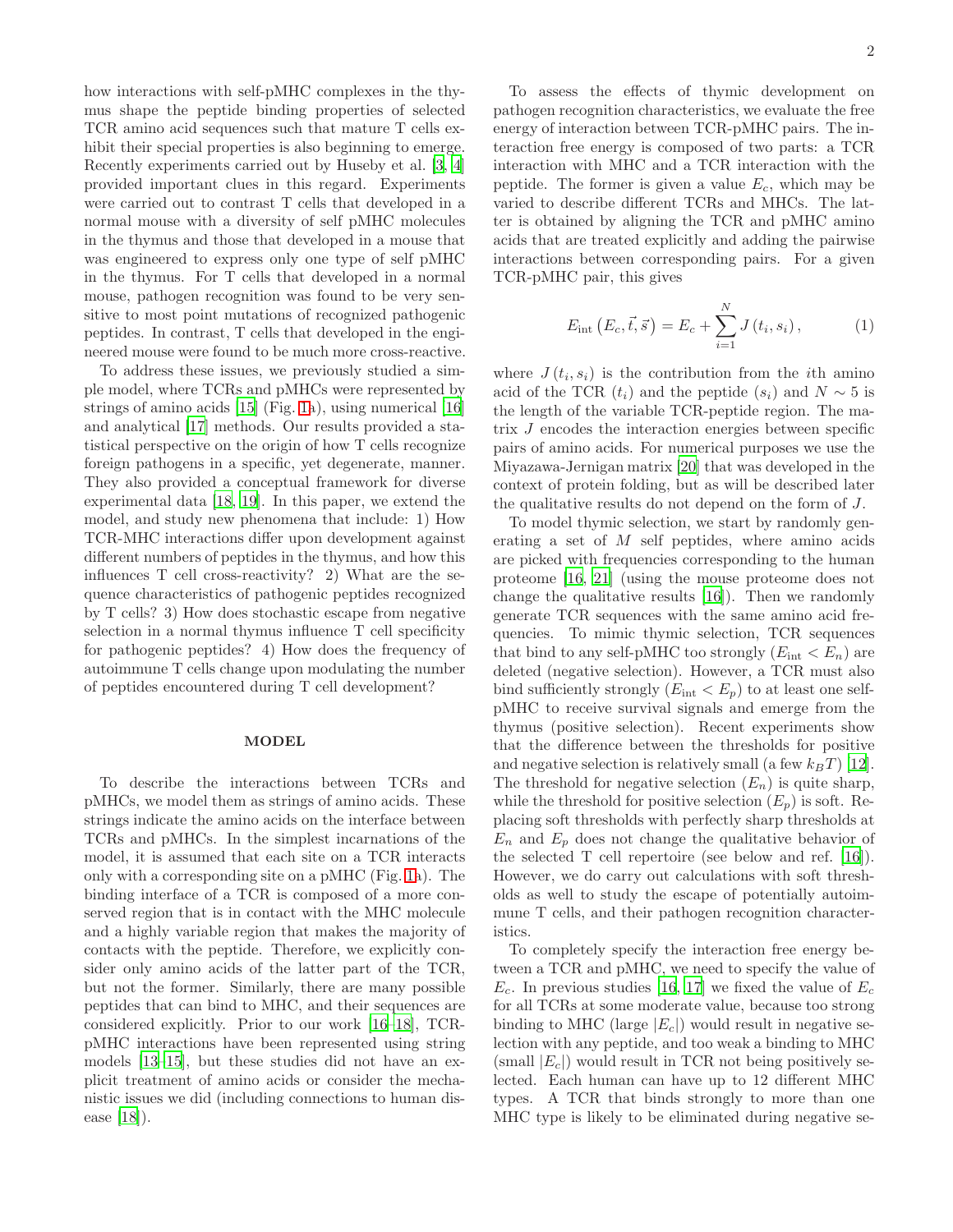how interactions with self-pMHC complexes in the thymus shape the peptide binding properties of selected TCR amino acid sequences such that mature T cells exhibit their special properties is also beginning to emerge. Recently experiments carried out by Huseby et al. [3, 4] provided important clues in this regard. Experiments were carried out to contrast T cells that developed in a normal mouse with a diversity of self pMHC molecules in the thymus and those that developed in a mouse that was engineered to express only one type of self pMHC in the thymus. For T cells that developed in a normal mouse, pathogen recognition was found to be very sensitive to most point mutations of recognized pathogenic peptides. In contrast, T cells that developed in the engineered mouse were found to be much more cross-reactive.

To address these issues, we previously studied a simple model, where TCRs and pMHCs were represented by strings of amino acids [15] (Fig. 1a), using numerical [16] and analytical [17] methods. Our results provided a statistical perspective on the origin of how T cells recognize foreign pathogens in a specific, yet degenerate, manner. They also provided a conceptual framework for diverse experimental data [18, 19]. In this paper, we extend the model, and study new phenomena that include: 1) How TCR-MHC interactions differ upon development against different numbers of peptides in the thymus, and how this influences T cell cross-reactivity? 2) What are the sequence characteristics of pathogenic peptides recognized by T cells? 3) How does stochastic escape from negative selection in a normal thymus influence T cell specificity for pathogenic peptides? 4) How does the frequency of autoimmune T cells change upon modulating the number of peptides encountered during T cell development?

## MODEL

To describe the interactions between TCRs and pMHCs, we model them as strings of amino acids. These strings indicate the amino acids on the interface between TCRs and pMHCs. In the simplest incarnations of the model, it is assumed that each site on a TCR interacts only with a corresponding site on a pMHC (Fig. 1a). The binding interface of a TCR is composed of a more conserved region that is in contact with the MHC molecule and a highly variable region that makes the majority of contacts with the peptide. Therefore, we explicitly consider only amino acids of the latter part of the TCR, but not the former. Similarly, there are many possible peptides that can bind to MHC, and their sequences are considered explicitly. Prior to our work [16–18], TCR-pMHC interactions have been represented using string models [13–15], but these studies did not have an explicit treatment of amino acids or consider the mechanistic issues we did (including connections to human disease [18]).

To assess the effects of thymic development on pathogen recognition characteristics, we evaluate the free energy of interaction between TCR-pMHC pairs. The interaction free energy is composed of two parts: a TCR interaction with MHC and a TCR interaction with the peptide. The former is given a value $E_c$, which may be varied to describe different TCRs and MHCs. The latter is obtained by aligning the TCR and pMHC amino acids that are treated explicitly and adding the pairwise interactions between corresponding pairs. For a given TCR-pMHC pair, this gives

$$E_{\text{int}}\left(E_c, \vec{t}, \vec{s}\right) = E_c + \sum_{i=1}^{N} J\left(t_i, s_i\right), \tag{1}$$

where $J\left(t_i, s_i\right)$ is the contribution from the $i$th amino acid of the TCR ($t_i$) and the peptide ($s_i$) and $N \sim 5$ is the length of the variable TCR-peptide region. The matrix $J$ encodes the interaction energies between specific pairs of amino acids. For numerical purposes we use the Miyazawa-Jernigan matrix [20] that was developed in the context of protein folding, but as will be described later the qualitative results do not depend on the form of $J$.

To model thymic selection, we start by randomly generating a set of $M$ self peptides, where amino acids are picked with frequencies corresponding to the human proteome [16, 21] (using the mouse proteome does not change the qualitative results [16]). Then we randomly generate TCR sequences with the same amino acid frequencies. To mimic thymic selection, TCR sequences that bind to any self-pMHC too strongly ($E_{\text{int}} < E_n$) are deleted (negative selection). However, a TCR must also bind sufficiently strongly ($E_{\text{int}} < E_p$) to at least one self-pMHC to receive survival signals and emerge from the thymus (positive selection). Recent experiments show that the difference between the thresholds for positive and negative selection is relatively small (a few $k_BT$) [12]. The threshold for negative selection ($E_n$) is quite sharp, while the threshold for positive selection ($E_p$) is soft. Replacing soft thresholds with perfectly sharp thresholds at $E_n$ and $E_p$ does not change the qualitative behavior of the selected T cell repertoire (see below and ref. [16]). However, we do carry out calculations with soft thresholds as well to study the escape of potentially autoimmune T cells, and their pathogen recognition characteristics.

To completely specify the interaction free energy between a TCR and pMHC, we need to specify the value of $E_c$. In previous studies [16, 17] we fixed the value of $E_c$ for all TCRs at some moderate value, because too strong binding to MHC (large $|E_c|$) would result in negative selection with any peptide, and too weak a binding to MHC (small $|E_c|$) would result in TCR not being positively selected. Each human can have up to 12 different MHC types. A TCR that binds strongly to more than one MHC type is likely to be eliminated during negative se-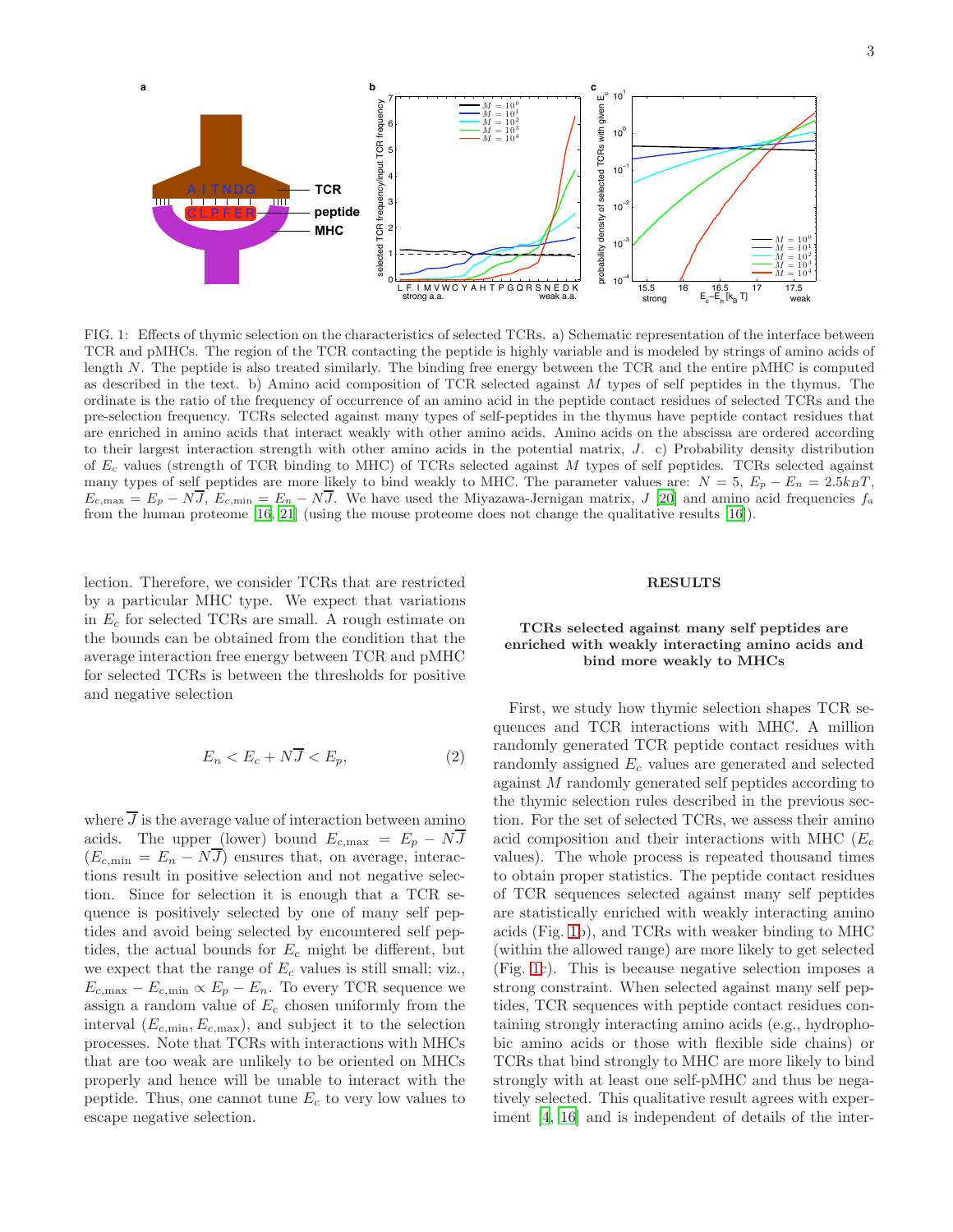FIG. 1: Effects of thymic selection on the characteristics of selected TCRs. a) Schematic representation of the interface between TCR and pMHCs. The region of the TCR contacting the peptide is highly variable and is modeled by strings of amino acids of length $N$. The peptide is also treated similarly. The binding free energy between the TCR and the entire pMHC is computed as described in the text. b) Amino acid composition of TCR selected against $M$ types of self peptides in the thymus. The ordinate is the ratio of the frequency of occurrence of an amino acid in the peptide contact residues of selected TCRs and the pre-selection frequency. TCRs selected against many types of self-peptides in the thymus have peptide contact residues that are enriched in amino acids that interact weakly with other amino acids. Amino acids on the abscissa are ordered according to their largest interaction strength with other amino acids in the potential matrix, $J$. c) Probability density distribution of $E_c$ values (strength of TCR binding to MHC) of TCRs selected against $M$ types of self peptides. TCRs selected against many types of self peptides are more likely to bind weakly to MHC. The parameter values are: $N = 5$, $E_p - E_n = 2.5k_BT$, $E_{c,\max} = E_p - N\overline{J}$, $E_{c,\min} = E_n - N\overline{J}$. We have used the Miyazawa-Jernigan matrix, $J$ [20] and amino acid frequencies $f_a$ from the human proteome [16, 21] (using the mouse proteome does not change the qualitative results [16]).

lection. Therefore, we consider TCRs that are restricted by a particular MHC type. We expect that variations in $E_c$ for selected TCRs are small. A rough estimate on the bounds can be obtained from the condition that the average interaction free energy between TCR and pMHC for selected TCRs is between the thresholds for positive and negative selection

$$E_n < E_c + N\overline{J} < E_p, \tag{2}$$

where $\overline{J}$ is the average value of interaction between amino acids. The upper (lower) bound $E_{c,\max} = E_p - N\overline{J}$ ($E_{c,\min} = E_n - N\overline{J}$) ensures that, on average, interactions result in positive selection and not negative selection. Since for selection it is enough that a TCR sequence is positively selected by one of many self peptides and avoid being selected by encountered self peptides, the actual bounds for $E_c$ might be different, but we expect that the range of $E_c$ values is still small; viz., $E_{c,\max} - E_{c,\min} \propto E_p - E_n$. To every TCR sequence we assign a random value of $E_c$ chosen uniformly from the interval $(E_{c,\min}, E_{c,\max})$, and subject it to the selection processes. Note that TCRs with interactions with MHCs that are too weak are unlikely to be oriented on MHCs properly and hence will be unable to interact with the peptide. Thus, one cannot tune $E_c$ to very low values to escape negative selection.

## RESULTS

### TCRs selected against many self peptides are enriched with weakly interacting amino acids and bind more weakly to MHCs

First, we study how thymic selection shapes TCR sequences and TCR interactions with MHC. A million randomly generated TCR peptide contact residues with randomly assigned $E_c$ values are generated and selected against $M$ randomly generated self peptides according to the thymic selection rules described in the previous section. For the set of selected TCRs, we assess their amino acid composition and their interactions with MHC ($E_c$ values). The whole process is repeated thousand times to obtain proper statistics. The peptide contact residues of TCR sequences selected against many self peptides are statistically enriched with weakly interacting amino acids (Fig. 1b), and TCRs with weaker binding to MHC (within the allowed range) are more likely to get selected (Fig. 1c). This is because negative selection imposes a strong constraint. When selected against many self peptides, TCR sequences with peptide contact residues containing strongly interacting amino acids (e.g., hydrophobic amino acids or those with flexible side chains) or TCRs that bind strongly to MHC are more likely to bind strongly with at least one self-pMHC and thus be negatively selected. This qualitative result agrees with experiment [4, 16] and is independent of details of the inter-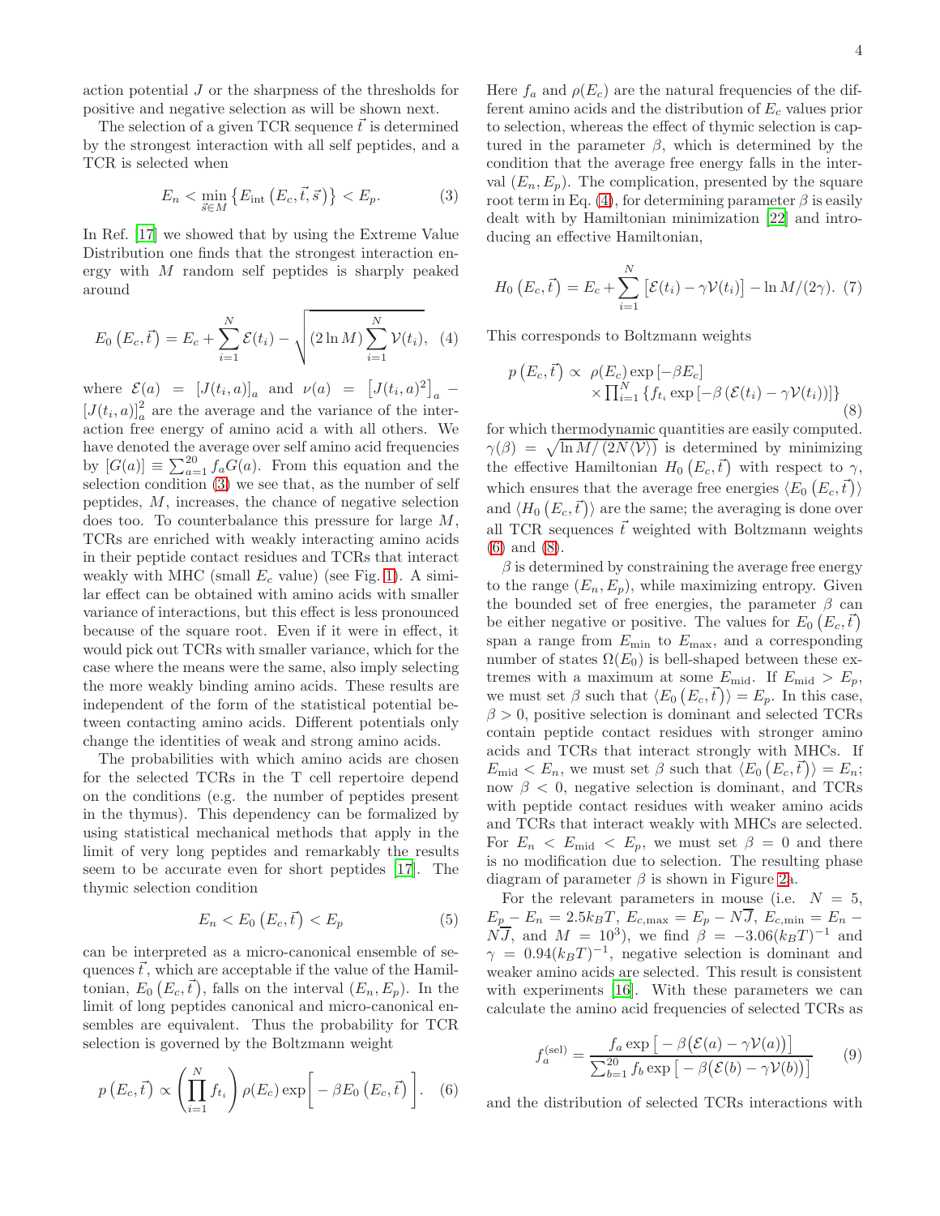action potential $J$ or the sharpness of the thresholds for positive and negative selection as will be shown next.

The selection of a given TCR sequence $\vec{t}$ is determined by the strongest interaction with all self peptides, and a TCR is selected when

$$E_n < \min_{\vec{s} \in M} \left\{ E_{\rm int}\left(E_c, \vec{t}, \vec{s}\right) \right\} < E_p. \tag{3}$$

In Ref. [17] we showed that by using the Extreme Value Distribution one finds that the strongest interaction energy with $M$ random self peptides is sharply peaked around

$$E_0\left(E_c, \vec{t}\right) = E_c + \sum_{i=1}^{N} \mathcal{E}(t_i) - \sqrt{(2 \ln M) \sum_{i=1}^{N} \mathcal{V}(t_i)}, \tag{4}$$

where $\mathcal{E}(a) = [J(t_i, a)]_a$ and $\nu(a) = \left[J(t_i, a)^2\right]_a - [J(t_i, a)]_a^2$ are the average and the variance of the interaction free energy of amino acid $a$ with all others. We have denoted the average over self amino acid frequencies by $[G(a)] \equiv \sum_{a=1}^{20} f_a G(a)$. From this equation and the selection condition (3) we see that, as the number of self peptides, $M$, increases, the chance of negative selection does too. To counterbalance this pressure for large $M$, TCRs are enriched with weakly interacting amino acids in their peptide contact residues and TCRs that interact weakly with MHC (small $E_c$ value) (see Fig. 1). A similar effect can be obtained with amino acids with smaller variance of interactions, but this effect is less pronounced because of the square root. Even if it were in effect, it would pick out TCRs with smaller variance, which for the case where the means were the same, also imply selecting the more weakly binding amino acids. These results are independent of the form of the statistical potential between contacting amino acids. Different potentials only change the identities of weak and strong amino acids.

The probabilities with which amino acids are chosen for the selected TCRs in the T cell repertoire depend on the conditions (e.g. the number of peptides present in the thymus). This dependency can be formalized by using statistical mechanical methods that apply in the limit of very long peptides and remarkably the results seem to be accurate even for short peptides [17]. The thymic selection condition

$$E_n < E_0\left(E_c, \vec{t}\right) < E_p \tag{5}$$

can be interpreted as a micro-canonical ensemble of sequences $\vec{t}$, which are acceptable if the value of the Hamiltonian, $E_0\left(E_c, \vec{t}\right)$, falls on the interval $(E_n, E_p)$. In the limit of long peptides canonical and micro-canonical ensembles are equivalent. Thus the probability for TCR selection is governed by the Boltzmann weight

$$p\left(E_c, \vec{t}\right) \propto \left(\prod_{i=1}^{N} f_{t_i}\right) \rho(E_c) \exp\Big[-\beta E_0\left(E_c, \vec{t}\right)\Big]. \tag{6}$$

Here $f_a$ and $\rho(E_c)$ are the natural frequencies of the different amino acids and the distribution of $E_c$ values prior to selection, whereas the effect of thymic selection is captured in the parameter $\beta$, which is determined by the condition that the average free energy falls in the interval $(E_n, E_p)$. The complication, presented by the square root term in Eq. (4), for determining parameter $\beta$ is easily dealt with by Hamiltonian minimization [22] and introducing an effective Hamiltonian,

$$H_0\left(E_c, \vec{t}\right) = E_c + \sum_{i=1}^{N} \left[\mathcal{E}(t_i) - \gamma \mathcal{V}(t_i)\right] - \ln M/(2\gamma). \tag{7}$$

This corresponds to Boltzmann weights

$$\begin{aligned} p\left(E_c, \vec{t}\right) \propto\ & \rho(E_c) \exp\left[-\beta E_c\right] \\ & \times \textstyle\prod_{i=1}^{N} \left\{ f_{t_i} \exp\left[-\beta\left(\mathcal{E}(t_i) - \gamma \mathcal{V}(t_i)\right)\right] \right\} \end{aligned} \tag{8}$$

for which thermodynamic quantities are easily computed. $\gamma(\beta) = \sqrt{\ln M/\left(2N\langle\mathcal{V}\rangle\right)}$ is determined by minimizing the effective Hamiltonian $H_0\left(E_c, \vec{t}\right)$ with respect to $\gamma$, which ensures that the average free energies $\langle E_0\left(E_c, \vec{t}\right)\rangle$ and $\langle H_0\left(E_c, \vec{t}\right)\rangle$ are the same; the averaging is done over all TCR sequences $\vec{t}$ weighted with Boltzmann weights (6) and (8).

$\beta$ is determined by constraining the average free energy to the range $(E_n, E_p)$, while maximizing entropy. Given the bounded set of free energies, the parameter $\beta$ can be either negative or positive. The values for $E_0\left(E_c, \vec{t}\right)$ span a range from $E_{\rm min}$ to $E_{\rm max}$, and a corresponding number of states $\Omega(E_0)$ is bell-shaped between these extremes with a maximum at some $E_{\rm mid}$. If $E_{\rm mid} > E_p$, we must set $\beta$ such that $\langle E_0\left(E_c, \vec{t}\right)\rangle = E_p$. In this case, $\beta > 0$, positive selection is dominant and selected TCRs contain peptide contact residues with stronger amino acids and TCRs that interact strongly with MHCs. If $E_{\rm mid} < E_n$, we must set $\beta$ such that $\langle E_0\left(E_c, \vec{t}\right)\rangle = E_n$; now $\beta < 0$, negative selection is dominant, and TCRs with peptide contact residues with weaker amino acids and TCRs that interact weakly with MHCs are selected. For $E_n < E_{\rm mid} < E_p$, we must set $\beta = 0$ and there is no modification due to selection. The resulting phase diagram of parameter $\beta$ is shown in Figure 2a.

For the relevant parameters in mouse (i.e. $N = 5$, $E_p - E_n = 2.5 k_BT$, $E_{c,\rm max} = E_p - N\overline{J}$, $E_{c,\rm min} = E_n - N\overline{J}$, and $M = 10^3$), we find $\beta = -3.06 (k_BT)^{-1}$ and $\gamma = 0.94 (k_BT)^{-1}$, negative selection is dominant and weaker amino acids are selected. This result is consistent with experiments [16]. With these parameters we can calculate the amino acid frequencies of selected TCRs as

$$f_a^{\rm (sel)} = \frac{f_a \exp\big[-\beta\big(\mathcal{E}(a) - \gamma\mathcal{V}(a)\big)\big]}{\sum_{b=1}^{20} f_b \exp\big[-\beta\big(\mathcal{E}(b) - \gamma\mathcal{V}(b)\big)\big]} \tag{9}$$

and the distribution of selected TCRs interactions with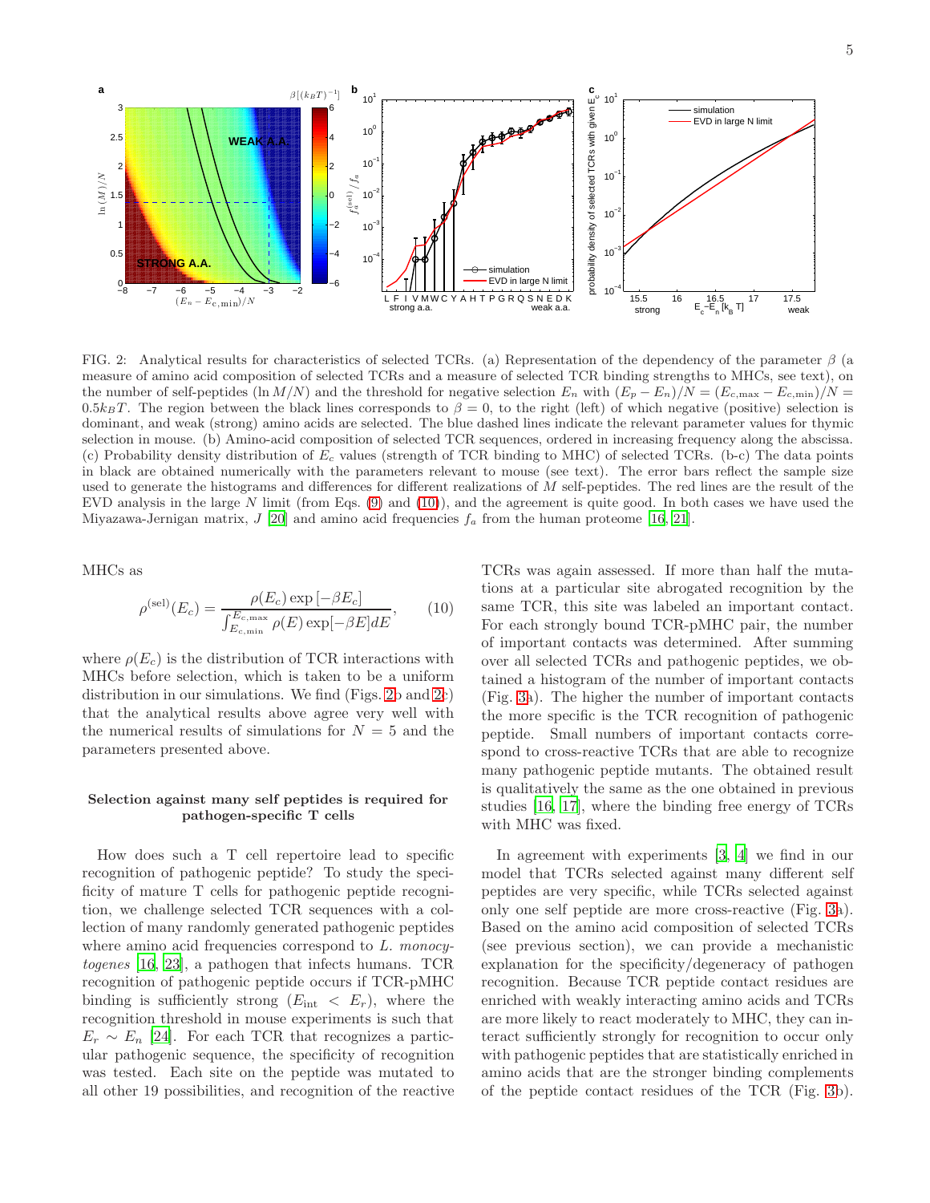FIG. 2: Analytical results for characteristics of selected TCRs. (a) Representation of the dependency of the parameter $\beta$ (a measure of amino acid composition of selected TCRs and a measure of selected TCR binding strengths to MHCs, see text), on the number of self-peptides ($\ln M/N$) and the threshold for negative selection $E_n$ with $(E_p - E_n)/N = (E_{c,\max} - E_{c,\min})/N = 0.5 k_B T$. The region between the black lines corresponds to $\beta = 0$, to the right (left) of which negative (positive) selection is dominant, and weak (strong) amino acids are selected. The blue dashed lines indicate the relevant parameter values for thymic selection in mouse. (b) Amino-acid composition of selected TCR sequences, ordered in increasing frequency along the abscissa. (c) Probability density distribution of $E_c$ values (strength of TCR binding to MHC) of selected TCRs. (b-c) The data points in black are obtained numerically with the parameters relevant to mouse (see text). The error bars reflect the sample size used to generate the histograms and differences for different realizations of $M$ self-peptides. The red lines are the result of the EVD analysis in the large $N$ limit (from Eqs. (9) and (10)), and the agreement is quite good. In both cases we have used the Miyazawa-Jernigan matrix, $J$ [20] and amino acid frequencies $f_a$ from the human proteome [16, 21].

MHCs as

$$\rho^{(\mathrm{sel})}(E_c) = \frac{\rho(E_c)\exp\left[-\beta E_c\right]}{\int_{E_{c,\min}}^{E_{c,\max}} \rho(E)\exp[-\beta E] dE}, \qquad (10)$$

where $\rho(E_c)$ is the distribution of TCR interactions with MHCs before selection, which is taken to be a uniform distribution in our simulations. We find (Figs. 2b and 2c) that the analytical results above agree very well with the numerical results of simulations for $N = 5$ and the parameters presented above.

### Selection against many self peptides is required for pathogen-specific T cells

How does such a T cell repertoire lead to specific recognition of pathogenic peptide? To study the specificity of mature T cells for pathogenic peptide recognition, we challenge selected TCR sequences with a collection of many randomly generated pathogenic peptides where amino acid frequencies correspond to *L. monocytogenes* [16, 23], a pathogen that infects humans. TCR recognition of pathogenic peptide occurs if TCR-pMHC binding is sufficiently strong ($E_{\mathrm{int}} < E_r$), where the recognition threshold in mouse experiments is such that $E_r \sim E_n$ [24]. For each TCR that recognizes a particular pathogenic sequence, the specificity of recognition was tested. Each site on the peptide was mutated to all other 19 possibilities, and recognition of the reactive TCRs was again assessed. If more than half the mutations at a particular site abrogated recognition by the same TCR, this site was labeled an important contact. For each strongly bound TCR-pMHC pair, the number of important contacts was determined. After summing over all selected TCRs and pathogenic peptides, we obtained a histogram of the number of important contacts (Fig. 3a). The higher the number of important contacts the more specific is the TCR recognition of pathogenic peptide. Small numbers of important contacts correspond to cross-reactive TCRs that are able to recognize many pathogenic peptide mutants. The obtained result is qualitatively the same as the one obtained in previous studies [16, 17], where the binding free energy of TCRs with MHC was fixed.

In agreement with experiments [3, 4] we find in our model that TCRs selected against many different self peptides are very specific, while TCRs selected against only one self peptide are more cross-reactive (Fig. 3a). Based on the amino acid composition of selected TCRs (see previous section), we can provide a mechanistic explanation for the specificity/degeneracy of pathogen recognition. Because TCR peptide contact residues are enriched with weakly interacting amino acids and TCRs are more likely to react moderately to MHC, they can interact sufficiently strongly for recognition to occur only with pathogenic peptides that are statistically enriched in amino acids that are the stronger binding complements of the peptide contact residues of the TCR (Fig. 3b).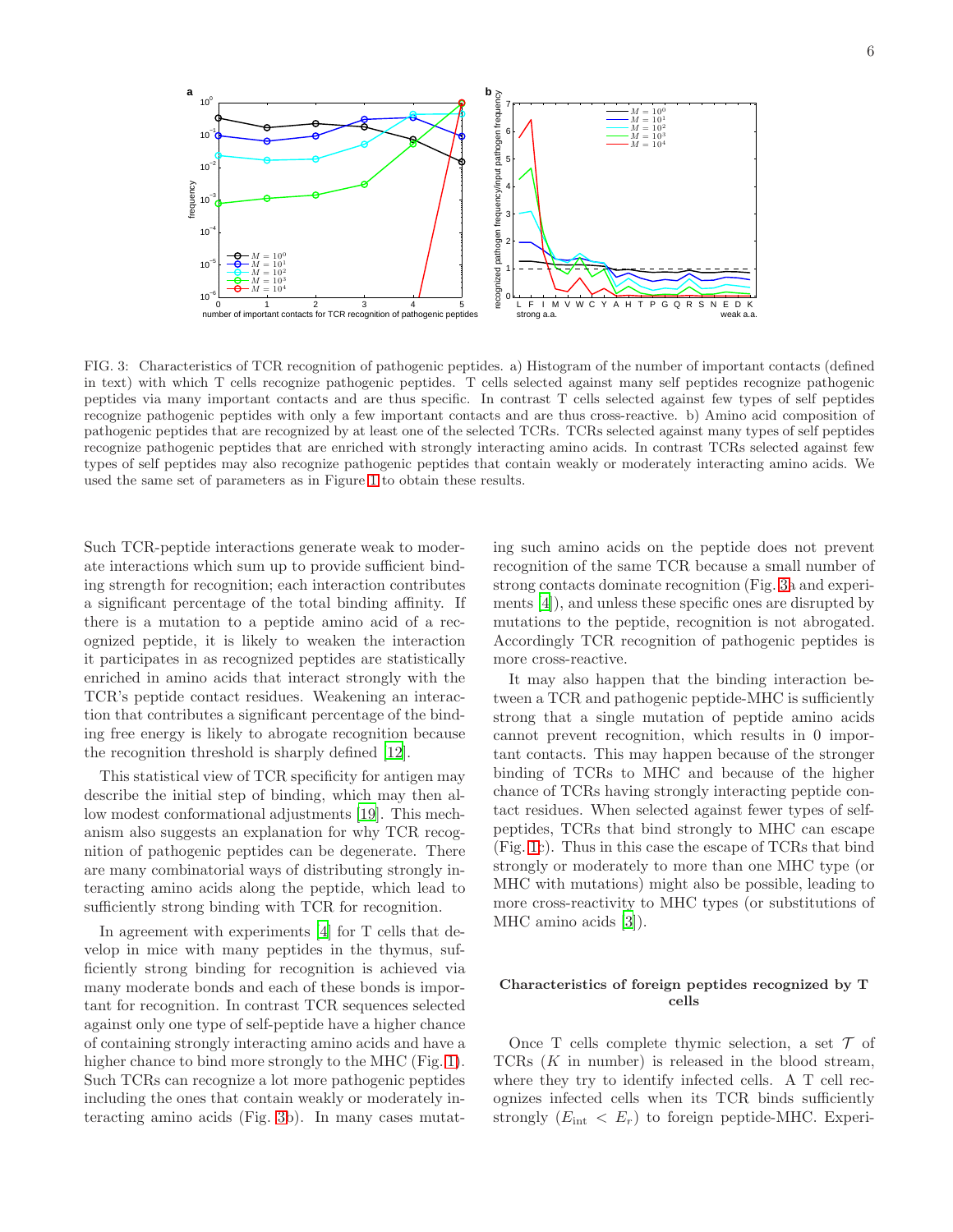FIG. 3: Characteristics of TCR recognition of pathogenic peptides. a) Histogram of the number of important contacts (defined in text) with which T cells recognize pathogenic peptides. T cells selected against many self peptides recognize pathogenic peptides via many important contacts and are thus specific. In contrast T cells selected against few types of self peptides recognize pathogenic peptides with only a few important contacts and are thus cross-reactive. b) Amino acid composition of pathogenic peptides that are recognized by at least one of the selected TCRs. TCRs selected against many types of self peptides recognize pathogenic peptides that are enriched with strongly interacting amino acids. In contrast TCRs selected against few types of self peptides may also recognize pathogenic peptides that contain weakly or moderately interacting amino acids. We used the same set of parameters as in Figure 1 to obtain these results.

Such TCR-peptide interactions generate weak to moderate interactions which sum up to provide sufficient binding strength for recognition; each interaction contributes a significant percentage of the total binding affinity. If there is a mutation to a peptide amino acid of a recognized peptide, it is likely to weaken the interaction it participates in as recognized peptides are statistically enriched in amino acids that interact strongly with the TCR's peptide contact residues. Weakening an interaction that contributes a significant percentage of the binding free energy is likely to abrogate recognition because the recognition threshold is sharply defined [12].

This statistical view of TCR specificity for antigen may describe the initial step of binding, which may then allow modest conformational adjustments [19]. This mechanism also suggests an explanation for why TCR recognition of pathogenic peptides can be degenerate. There are many combinatorial ways of distributing strongly interacting amino acids along the peptide, which lead to sufficiently strong binding with TCR for recognition.

In agreement with experiments [4] for T cells that develop in mice with many peptides in the thymus, sufficiently strong binding for recognition is achieved via many moderate bonds and each of these bonds is important for recognition. In contrast TCR sequences selected against only one type of self-peptide have a higher chance of containing strongly interacting amino acids and have a higher chance to bind more strongly to the MHC (Fig. 1). Such TCRs can recognize a lot more pathogenic peptides including the ones that contain weakly or moderately interacting amino acids (Fig. 3b). In many cases mutating such amino acids on the peptide does not prevent recognition of the same TCR because a small number of strong contacts dominate recognition (Fig. 3a and experiments [4]), and unless these specific ones are disrupted by mutations to the peptide, recognition is not abrogated. Accordingly TCR recognition of pathogenic peptides is more cross-reactive.

It may also happen that the binding interaction between a TCR and pathogenic peptide-MHC is sufficiently strong that a single mutation of peptide amino acids cannot prevent recognition, which results in 0 important contacts. This may happen because of the stronger binding of TCRs to MHC and because of the higher chance of TCRs having strongly interacting peptide contact residues. When selected against fewer types of self-peptides, TCRs that bind strongly to MHC can escape (Fig. 1c). Thus in this case the escape of TCRs that bind strongly or moderately to more than one MHC type (or MHC with mutations) might also be possible, leading to more cross-reactivity to MHC types (or substitutions of MHC amino acids [3]).

## Characteristics of foreign peptides recognized by T cells

Once T cells complete thymic selection, a set $\mathcal{T}$ of TCRs ($K$ in number) is released in the blood stream, where they try to identify infected cells. A T cell recognizes infected cells when its TCR binds sufficiently strongly ($E_{\text{int}} < E_r$) to foreign peptide-MHC. Experi-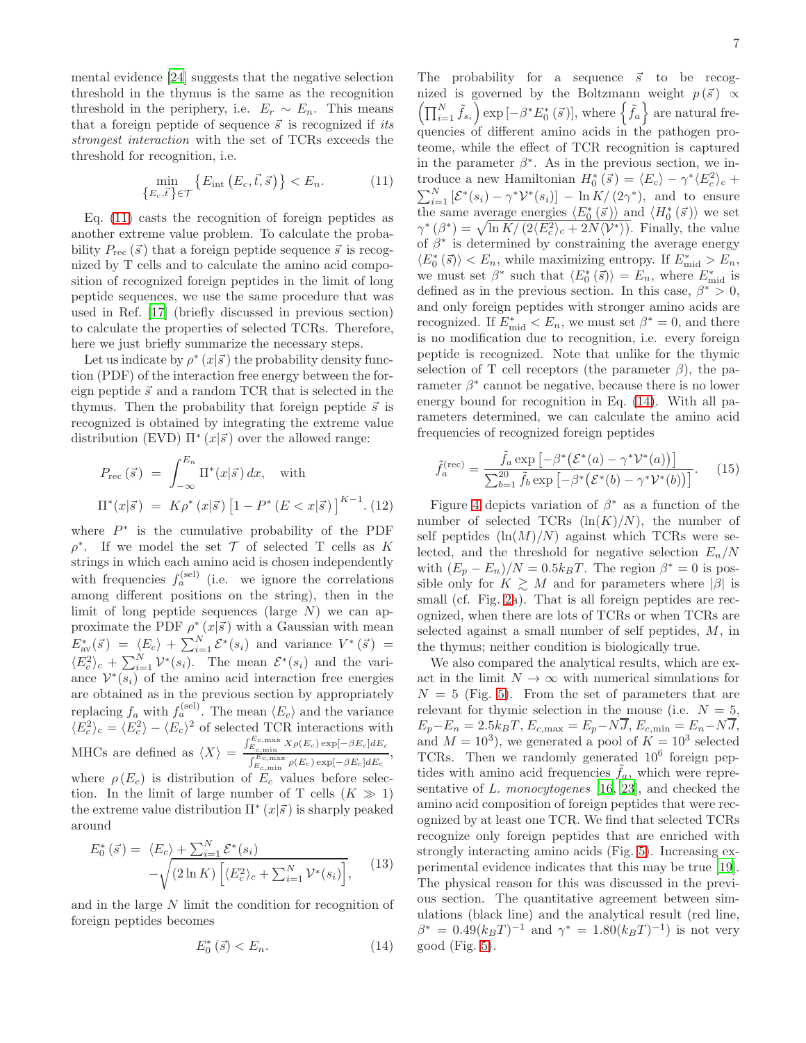mental evidence [24] suggests that the negative selection threshold in the thymus is the same as the recognition threshold in the periphery, i.e. $E_r \sim E_n$. This means that a foreign peptide of sequence $\vec{s}$ is recognized if *its strongest interaction* with the set of TCRs exceeds the threshold for recognition, i.e.

$$\min_{\{E_c,\vec{t}\}\in\mathcal{T}} \left\{ E_{\rm int}\left(E_c,\vec{t},\vec{s}\right)\right\} < E_n. \tag{11}$$

Eq. (11) casts the recognition of foreign peptides as another extreme value problem. To calculate the probability $P_{\rm rec}(\vec{s})$ that a foreign peptide sequence $\vec{s}$ is recognized by T cells and to calculate the amino acid composition of recognized foreign peptides in the limit of long peptide sequences, we use the same procedure that was used in Ref. [17] (briefly discussed in previous section) to calculate the properties of selected TCRs. Therefore, here we just briefly summarize the necessary steps.

Let us indicate by $\rho^*(x|\vec{s})$ the probability density function (PDF) of the interaction free energy between the foreign peptide $\vec{s}$ and a random TCR that is selected in the thymus. Then the probability that foreign peptide $\vec{s}$ is recognized is obtained by integrating the extreme value distribution (EVD) $\Pi^*(x|\vec{s})$ over the allowed range:

$$\begin{aligned} P_{\rm rec}(\vec{s}) &= \int_{-\infty}^{E_n} \Pi^*(x|\vec{s})\,dx, \quad \text{with} \\ \Pi^*(x|\vec{s}) &= K\rho^*(x|\vec{s})\left[1-P^*(E<x|\vec{s})\right]^{K-1}. \end{aligned} \tag{12}$$

where $P^*$ is the cumulative probability of the PDF $\rho^*$. If we model the set $\mathcal{T}$ of selected T cells as $K$ strings in which each amino acid is chosen independently with frequencies $f_a^{(\rm sel)}$ (i.e. we ignore the correlations among different positions on the string), then in the limit of long peptide sequences (large $N$) we can approximate the PDF $\rho^*(x|\vec{s})$ with a Gaussian with mean $E^*_{\rm av}(\vec{s}) = \langle E_c\rangle + \sum_{i=1}^N \mathcal{E}^*(s_i)$ and variance $V^*(\vec{s}) = \langle E_c^2\rangle_c + \sum_{i=1}^N \mathcal{V}^*(s_i)$. The mean $\mathcal{E}^*(s_i)$ and the variance $\mathcal{V}^*(s_i)$ of the amino acid interaction free energies are obtained as in the previous section by appropriately replacing $f_a$ with $f_a^{(\rm sel)}$. The mean $\langle E_c\rangle$ and the variance $\langle E_c^2\rangle_c = \langle E_c^2\rangle - \langle E_c\rangle^2$ of selected TCR interactions with MHCs are defined as $\langle X\rangle = \frac{\int_{E_{c,\rm min}}^{E_{c,\rm max}} X\rho(E_c)\exp[-\beta E_c]dE_c}{\int_{E_{c,\rm min}}^{E_{c,\rm max}} \rho(E_c)\exp[-\beta E_c]dE_c}$, where $\rho(E_c)$ is distribution of $E_c$ values before selection. In the limit of large number of T cells ($K \gg 1$) the extreme value distribution $\Pi^*(x|\vec{s})$ is sharply peaked around

$$\begin{aligned} E_0^*(\vec{s}) = &\ \langle E_c\rangle + \textstyle\sum_{i=1}^N \mathcal{E}^*(s_i) \\ &- \sqrt{(2\ln K)\left[\langle E_c^2\rangle_c + \sum_{i=1}^N \mathcal{V}^*(s_i)\right]}, \end{aligned} \tag{13}$$

and in the large $N$ limit the condition for recognition of foreign peptides becomes

$$E_0^*(\vec{s}) < E_n. \tag{14}$$

The probability for a sequence $\vec{s}$ to be recognized is governed by the Boltzmann weight $p(\vec{s}) \propto \left(\prod_{i=1}^N \tilde{f}_{s_i}\right)\exp\left[-\beta^* E_0^*(\vec{s})\right]$, where $\left\{\tilde{f}_a\right\}$ are natural frequencies of different amino acids in the pathogen proteome, while the effect of TCR recognition is captured in the parameter $\beta^*$. As in the previous section, we introduce a new Hamiltonian $H_0^*(\vec{s}) = \langle E_c\rangle - \gamma^*\langle E_c^2\rangle_c + \sum_{i=1}^N\left[\mathcal{E}^*(s_i) - \gamma^*\mathcal{V}^*(s_i)\right] - \ln K/(2\gamma^*)$, and to ensure the same average energies $\langle E_0^*(\vec{s})\rangle$ and $\langle H_0^*(\vec{s})\rangle$ we set $\gamma^*(\beta^*) = \sqrt{\ln K/(2\langle E_c^2\rangle_c + 2N\langle\mathcal{V}^*\rangle)}$. Finally, the value of $\beta^*$ is determined by constraining the average energy $\langle E_0^*(\vec{s})\rangle < E_n$, while maximizing entropy. If $E^*_{\rm mid} > E_n$, we must set $\beta^*$ such that $\langle E_0^*(\vec{s})\rangle = E_n$, where $E^*_{\rm mid}$ is defined as in the previous section. In this case, $\beta^* > 0$, and only foreign peptides with stronger amino acids are recognized. If $E^*_{\rm mid} < E_n$, we must set $\beta^* = 0$, and there is no modification due to recognition, i.e. every foreign peptide is recognized. Note that unlike for the thymic selection of T cell receptors (the parameter $\beta$), the parameter $\beta^*$ cannot be negative, because there is no lower energy bound for recognition in Eq. (14). With all parameters determined, we can calculate the amino acid frequencies of recognized foreign peptides

$$\tilde{f}_a^{(\rm rec)} = \frac{\tilde{f}_a\exp\left[-\beta^*\big(\mathcal{E}^*(a) - \gamma^*\mathcal{V}^*(a)\big)\right]}{\sum_{b=1}^{20}\tilde{f}_b\exp\left[-\beta^*\big(\mathcal{E}^*(b) - \gamma^*\mathcal{V}^*(b)\big)\right]}. \tag{15}$$

Figure 4 depicts variation of $\beta^*$ as a function of the number of selected TCRs ($\ln(K)/N$), the number of self peptides ($\ln(M)/N$) against which TCRs were selected, and the threshold for negative selection $E_n/N$ with $(E_p - E_n)/N = 0.5k_BT$. The region $\beta^* = 0$ is possible only for $K \gtrsim M$ and for parameters where $|\beta|$ is small (cf. Fig. 2a). That is all foreign peptides are recognized, when there are lots of TCRs or when TCRs are selected against a small number of self peptides, $M$, in the thymus; neither condition is biologically true.

We also compared the analytical results, which are exact in the limit $N \to \infty$ with numerical simulations for $N = 5$ (Fig. 5). From the set of parameters that are relevant for thymic selection in the mouse (i.e. $N = 5$, $E_p - E_n = 2.5k_BT$, $E_{c,\rm max} = E_p - N\overline{J}$, $E_{c,\rm min} = E_n - N\overline{J}$, and $M = 10^3$), we generated a pool of $K = 10^3$ selected TCRs. Then we randomly generated $10^6$ foreign peptides with amino acid frequencies $\tilde{f}_a$, which were representative of *L. monocytogenes* [16, 23], and checked the amino acid composition of foreign peptides that were recognized by at least one TCR. We find that selected TCRs recognize only foreign peptides that are enriched with strongly interacting amino acids (Fig. 5). Increasing experimental evidence indicates that this may be true [19]. The physical reason for this was discussed in the previous section. The quantitative agreement between simulations (black line) and the analytical result (red line, $\beta^* = 0.49(k_BT)^{-1}$ and $\gamma^* = 1.80(k_BT)^{-1}$) is not very good (Fig. 5).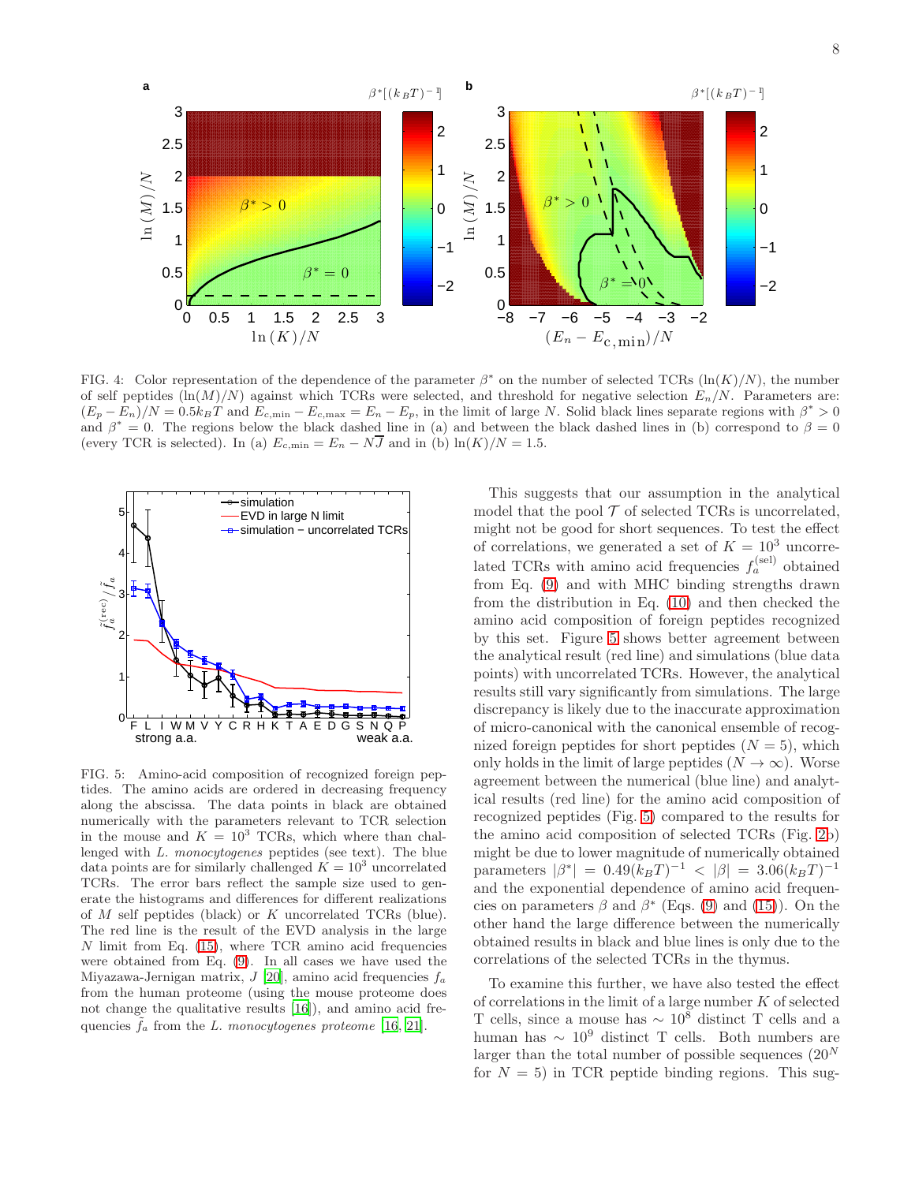FIG. 4: Color representation of the dependence of the parameter $\beta^*$ on the number of selected TCRs ($\ln(K)/N$), the number of self peptides ($\ln(M)/N$) against which TCRs were selected, and threshold for negative selection $E_n/N$. Parameters are: $(E_p - E_n)/N = 0.5 k_B T$ and $E_{c,\min} - E_{c,\max} = E_n - E_p$, in the limit of large $N$. Solid black lines separate regions with $\beta^* > 0$ and $\beta^* = 0$. The regions below the black dashed line in (a) and between the black dashed lines in (b) correspond to $\beta = 0$ (every TCR is selected). In (a) $E_{c,\min} = E_n - N\overline{J}$ and in (b) $\ln(K)/N = 1.5$.

FIG. 5: Amino-acid composition of recognized foreign peptides. The amino acids are ordered in decreasing frequency along the abscissa. The data points in black are obtained numerically with the parameters relevant to TCR selection in the mouse and $K = 10^3$ TCRs, which where than challenged with *L. monocytogenes* peptides (see text). The blue data points are for similarly challenged $K = 10^3$ uncorrelated TCRs. The error bars reflect the sample size used to generate the histograms and differences for different realizations of $M$ self peptides (black) or $K$ uncorrelated TCRs (blue). The red line is the result of the EVD analysis in the large $N$ limit from Eq. (15), where TCR amino acid frequencies were obtained from Eq. (9). In all cases we have used the Miyazawa-Jernigan matrix, $J$ [20], amino acid frequencies $f_a$ from the human proteome (using the mouse proteome does not change the qualitative results [16]), and amino acid frequencies $\tilde{f}_a$ from the *L. monocytogenes proteome* [16, 21].

This suggests that our assumption in the analytical model that the pool $\mathcal{T}$ of selected TCRs is uncorrelated, might not be good for short sequences. To test the effect of correlations, we generated a set of $K = 10^3$ uncorrelated TCRs with amino acid frequencies $f_a^{(\mathrm{sel})}$ obtained from Eq. (9) and with MHC binding strengths drawn from the distribution in Eq. (10) and then checked the amino acid composition of foreign peptides recognized by this set. Figure 5 shows better agreement between the analytical result (red line) and simulations (blue data points) with uncorrelated TCRs. However, the analytical results still vary significantly from simulations. The large discrepancy is likely due to the inaccurate approximation of micro-canonical with the canonical ensemble of recognized foreign peptides for short peptides ($N = 5$), which only holds in the limit of large peptides ($N \to \infty$). Worse agreement between the numerical (blue line) and analytical results (red line) for the amino acid composition of recognized peptides (Fig. 5) compared to the results for the amino acid composition of selected TCRs (Fig. 2b) might be due to lower magnitude of numerically obtained parameters $|\beta^*| = 0.49 (k_B T)^{-1} < |\beta| = 3.06 (k_B T)^{-1}$ and the exponential dependence of amino acid frequencies on parameters $\beta$ and $\beta^*$ (Eqs. (9) and (15)). On the other hand the large difference between the numerically obtained results in black and blue lines is only due to the correlations of the selected TCRs in the thymus.

To examine this further, we have also tested the effect of correlations in the limit of a large number $K$ of selected T cells, since a mouse has $\sim 10^8$ distinct T cells and a human has $\sim 10^9$ distinct T cells. Both numbers are larger than the total number of possible sequences ($20^N$ for $N = 5$) in TCR peptide binding regions. This sug-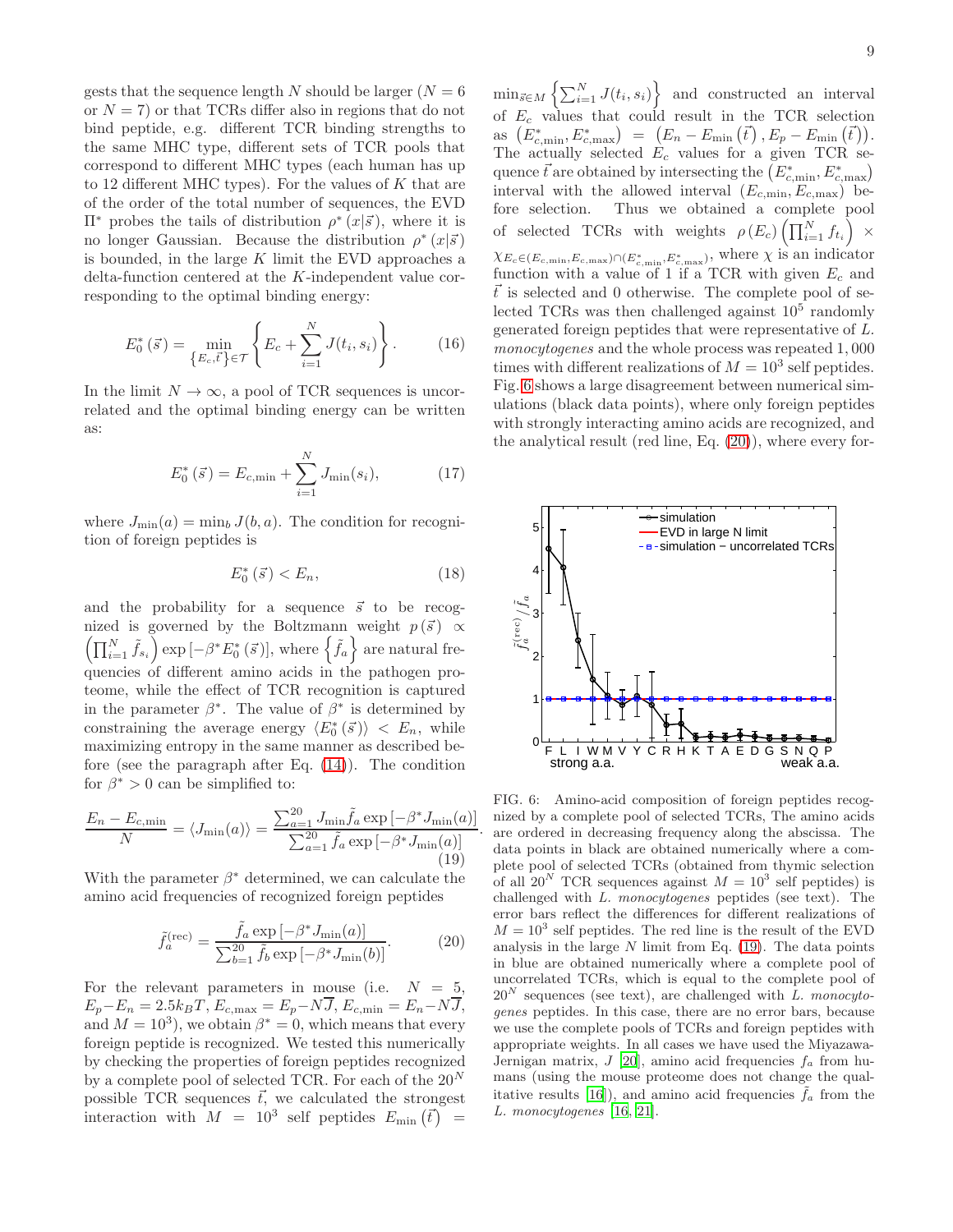gests that the sequence length $N$ should be larger ($N = 6$ or $N = 7$) or that TCRs differ also in regions that do not bind peptide, e.g. different TCR binding strengths to the same MHC type, different sets of TCR pools that correspond to different MHC types (each human has up to 12 different MHC types). For the values of $K$ that are of the order of the total number of sequences, the EVD $\Pi^*$ probes the tails of distribution $\rho^*(x|\vec{s})$, where it is no longer Gaussian. Because the distribution $\rho^*(x|\vec{s})$ is bounded, in the large $K$ limit the EVD approaches a delta-function centered at the $K$-independent value corresponding to the optimal binding energy:

$$E_0^*(\vec{s}) = \min_{\{E_c,\vec{t}\}\in\mathcal{T}} \left\{ E_c + \sum_{i=1}^{N} J(t_i, s_i) \right\}. \tag{16}$$

In the limit $N \to \infty$, a pool of TCR sequences is uncorrelated and the optimal binding energy can be written as:

$$E_0^*(\vec{s}) = E_{c,\min} + \sum_{i=1}^{N} J_{\min}(s_i), \tag{17}$$

where $J_{\min}(a) = \min_b J(b, a)$. The condition for recognition of foreign peptides is

$$E_0^*(\vec{s}) < E_n, \tag{18}$$

and the probability for a sequence $\vec{s}$ to be recognized is governed by the Boltzmann weight $p(\vec{s}) \propto \left(\prod_{i=1}^{N} \tilde{f}_{s_i}\right) \exp\left[-\beta^* E_0^*(\vec{s})\right]$, where $\left\{\tilde{f}_a\right\}$ are natural frequencies of different amino acids in the pathogen proteome, while the effect of TCR recognition is captured in the parameter $\beta^*$. The value of $\beta^*$ is determined by constraining the average energy $\langle E_0^*(\vec{s})\rangle < E_n$, while maximizing entropy in the same manner as described before (see the paragraph after Eq. (14)). The condition for $\beta^* > 0$ can be simplified to:

$$\frac{E_n - E_{c,\min}}{N} = \langle J_{\min}(a)\rangle = \frac{\sum_{a=1}^{20} J_{\min} \tilde{f}_a \exp\left[-\beta^* J_{\min}(a)\right]}{\sum_{a=1}^{20} \tilde{f}_a \exp\left[-\beta^* J_{\min}(a)\right]}. \tag{19}$$

With the parameter $\beta^*$ determined, we can calculate the amino acid frequencies of recognized foreign peptides

$$\tilde{f}_a^{(\mathrm{rec})} = \frac{\tilde{f}_a \exp\left[-\beta^* J_{\min}(a)\right]}{\sum_{b=1}^{20} \tilde{f}_b \exp\left[-\beta^* J_{\min}(b)\right]}. \tag{20}$$

For the relevant parameters in mouse (i.e. $N = 5$, $E_p - E_n = 2.5 k_B T$, $E_{c,\max} = E_p - N\overline{J}$, $E_{c,\min} = E_n - N\overline{J}$, and $M = 10^3$), we obtain $\beta^* = 0$, which means that every foreign peptide is recognized. We tested this numerically by checking the properties of foreign peptides recognized by a complete pool of selected TCR. For each of the $20^N$ possible TCR sequences $\vec{t}$, we calculated the strongest interaction with $M = 10^3$ self peptides $E_{\min}(\vec{t}) = \min_{\vec{s}\in M}\left\{\sum_{i=1}^{N} J(t_i, s_i)\right\}$ and constructed an interval of $E_c$ values that could result in the TCR selection as $\left(E^*_{c,\min}, E^*_{c,\max}\right) = \left(E_n - E_{\min}(\vec{t}), E_p - E_{\min}(\vec{t})\right)$. The actually selected $E_c$ values for a given TCR sequence $\vec{t}$ are obtained by intersecting the $\left(E^*_{c,\min}, E^*_{c,\max}\right)$ interval with the allowed interval $(E_{c,\min}, E_{c,\max})$ before selection. Thus we obtained a complete pool of selected TCRs with weights $\rho(E_c)\left(\prod_{i=1}^{N} f_{t_i}\right) \times \chi_{E_c \in (E_{c,\min}, E_{c,\max}) \cap (E^*_{c,\min}, E^*_{c,\max})}$, where $\chi$ is an indicator function with a value of 1 if a TCR with given $E_c$ and $\vec{t}$ is selected and 0 otherwise. The complete pool of selected TCRs was then challenged against $10^5$ randomly generated foreign peptides that were representative of *L. monocytogenes* and the whole process was repeated 1,000 times with different realizations of $M = 10^3$ self peptides. Fig. 6 shows a large disagreement between numerical simulations (black data points), where only foreign peptides with strongly interacting amino acids are recognized, and the analytical result (red line, Eq. (20)), where every for-

FIG. 6: Amino-acid composition of foreign peptides recognized by a complete pool of selected TCRs, The amino acids are ordered in decreasing frequency along the abscissa. The data points in black are obtained numerically where a complete pool of selected TCRs (obtained from thymic selection of all $20^N$ TCR sequences against $M = 10^3$ self peptides) is challenged with *L. monocytogenes* peptides (see text). The error bars reflect the differences for different realizations of $M = 10^3$ self peptides. The red line is the result of the EVD analysis in the large $N$ limit from Eq. (19). The data points in blue are obtained numerically where a complete pool of uncorrelated TCRs, which is equal to the complete pool of $20^N$ sequences (see text), are challenged with *L. monocytogenes* peptides. In this case, there are no error bars, because we use the complete pools of TCRs and foreign peptides with appropriate weights. In all cases we have used the Miyazawa-Jernigan matrix, $J$ [20], amino acid frequencies $f_a$ from humans (using the mouse proteome does not change the qualitative results [16]), and amino acid frequencies $\tilde{f}_a$ from the *L. monocytogenes* [16, 21].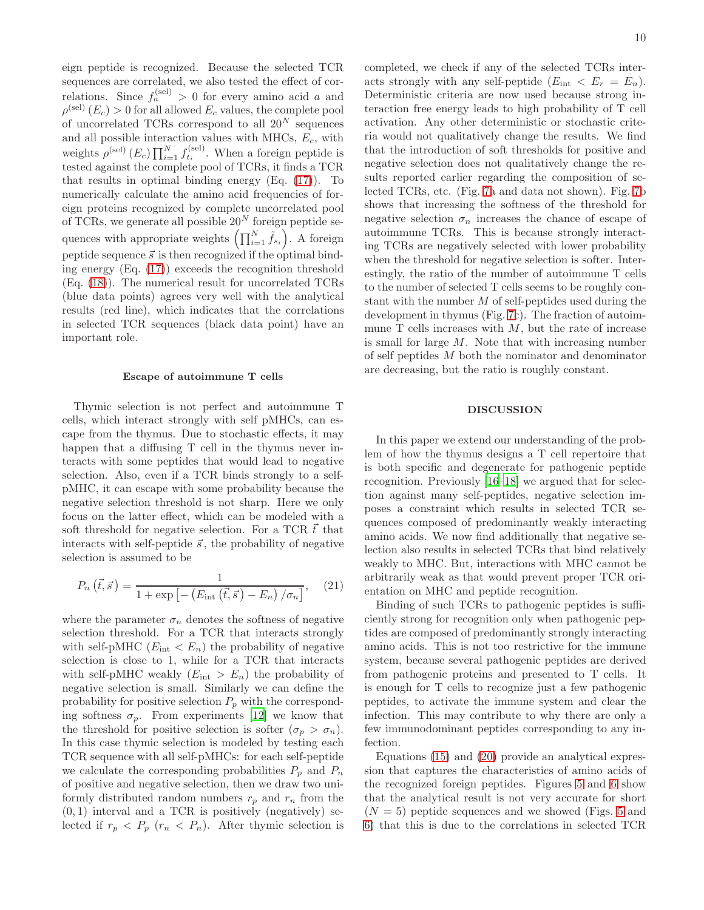eign peptide is recognized. Because the selected TCR sequences are correlated, we also tested the effect of correlations. Since $f_a^{(\mathrm{sel})} > 0$ for every amino acid $a$ and $\rho^{(\mathrm{sel})}(E_c) > 0$ for all allowed $E_c$ values, the complete pool of uncorrelated TCRs correspond to all $20^N$ sequences and all possible interaction values with MHCs, $E_c$, with weights $\rho^{(\mathrm{sel})}(E_c)\prod_{i=1}^N f_{t_i}^{(\mathrm{sel})}$. When a foreign peptide is tested against the complete pool of TCRs, it finds a TCR that results in optimal binding energy (Eq. (17)). To numerically calculate the amino acid frequencies of foreign proteins recognized by complete uncorrelated pool of TCRs, we generate all possible $20^N$ foreign peptide sequences with appropriate weights $\left(\prod_{i=1}^N \tilde{f}_{s_i}\right)$. A foreign peptide sequence $\vec{s}$ is then recognized if the optimal binding energy (Eq. (17)) exceeds the recognition threshold (Eq. (18)). The numerical result for uncorrelated TCRs (blue data points) agrees very well with the analytical results (red line), which indicates that the correlations in selected TCR sequences (black data point) have an important role.

### Escape of autoimmune T cells

Thymic selection is not perfect and autoimmune T cells, which interact strongly with self pMHCs, can escape from the thymus. Due to stochastic effects, it may happen that a diffusing T cell in the thymus never interacts with some peptides that would lead to negative selection. Also, even if a TCR binds strongly to a self-pMHC, it can escape with some probability because the negative selection threshold is not sharp. Here we only focus on the latter effect, which can be modeled with a soft threshold for negative selection. For a TCR $\vec{t}$ that interacts with self-peptide $\vec{s}$, the probability of negative selection is assumed to be

$$P_n\left(\vec{t}, \vec{s}\right) = \frac{1}{1 + \exp\left[-\left(E_{\mathrm{int}}\left(\vec{t}, \vec{s}\right) - E_n\right)/\sigma_n\right]}, \quad (21)$$

where the parameter $\sigma_n$ denotes the softness of negative selection threshold. For a TCR that interacts strongly with self-pMHC ($E_{\mathrm{int}} < E_n$) the probability of negative selection is close to 1, while for a TCR that interacts with self-pMHC weakly ($E_{\mathrm{int}} > E_n$) the probability of negative selection is small. Similarly we can define the probability for positive selection $P_p$ with the corresponding softness $\sigma_p$. From experiments [12] we know that the threshold for positive selection is softer ($\sigma_p > \sigma_n$). In this case thymic selection is modeled by testing each TCR sequence with all self-pMHCs: for each self-peptide we calculate the corresponding probabilities $P_p$ and $P_n$ of positive and negative selection, then we draw two uniformly distributed random numbers $r_p$ and $r_n$ from the $(0, 1)$ interval and a TCR is positively (negatively) selected if $r_p < P_p$ ($r_n < P_n$). After thymic selection is completed, we check if any of the selected TCRs interacts strongly with any self-peptide ($E_{\mathrm{int}} < E_r = E_n$). Deterministic criteria are now used because strong interaction free energy leads to high probability of T cell activation. Any other deterministic or stochastic criteria would not qualitatively change the results. We find that the introduction of soft thresholds for positive and negative selection does not qualitatively change the results reported earlier regarding the composition of selected TCRs, etc. (Fig. 7a and data not shown). Fig. 7b shows that increasing the softness of the threshold for negative selection $\sigma_n$ increases the chance of escape of autoimmune TCRs. This is because strongly interacting TCRs are negatively selected with lower probability when the threshold for negative selection is softer. Interestingly, the ratio of the number of autoimmune T cells to the number of selected T cells seems to be roughly constant with the number $M$ of self-peptides used during the development in thymus (Fig. 7c). The fraction of autoimmune T cells increases with $M$, but the rate of increase is small for large $M$. Note that with increasing number of self peptides $M$ both the nominator and denominator are decreasing, but the ratio is roughly constant.

## DISCUSSION

In this paper we extend our understanding of the problem of how the thymus designs a T cell repertoire that is both specific and degenerate for pathogenic peptide recognition. Previously [16–18] we argued that for selection against many self-peptides, negative selection imposes a constraint which results in selected TCR sequences composed of predominantly weakly interacting amino acids. We now find additionally that negative selection also results in selected TCRs that bind relatively weakly to MHC. But, interactions with MHC cannot be arbitrarily weak as that would prevent proper TCR orientation on MHC and peptide recognition.

Binding of such TCRs to pathogenic peptides is sufficiently strong for recognition only when pathogenic peptides are composed of predominantly strongly interacting amino acids. This is not too restrictive for the immune system, because several pathogenic peptides are derived from pathogenic proteins and presented to T cells. It is enough for T cells to recognize just a few pathogenic peptides, to activate the immune system and clear the infection. This may contribute to why there are only a few immunodominant peptides corresponding to any infection.

Equations (15) and (20) provide an analytical expression that captures the characteristics of amino acids of the recognized foreign peptides. Figures 5 and 6 show that the analytical result is not very accurate for short ($N = 5$) peptide sequences and we showed (Figs. 5 and 6) that this is due to the correlations in selected TCR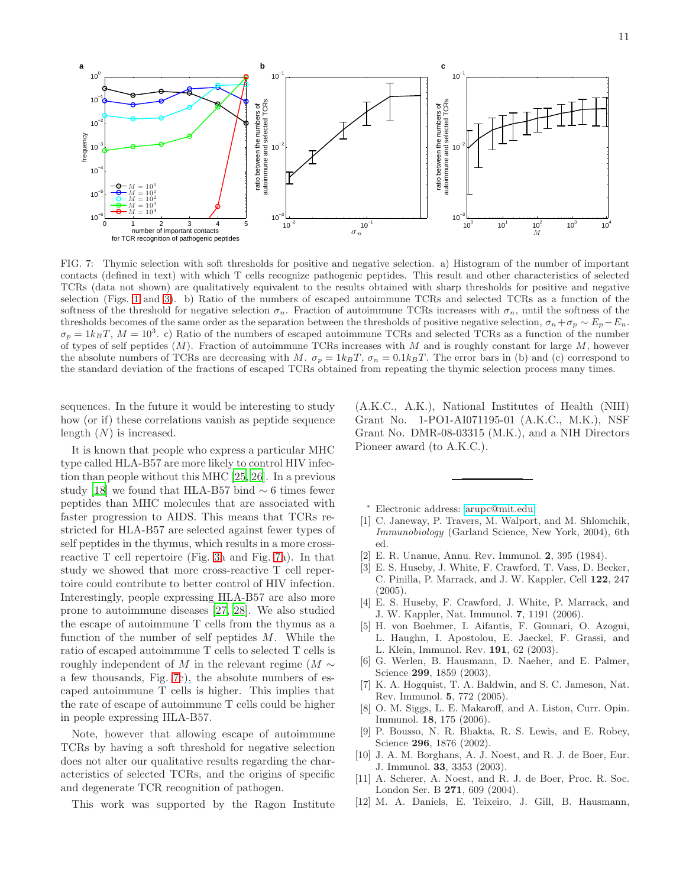FIG. 7: Thymic selection with soft thresholds for positive and negative selection. a) Histogram of the number of important contacts (defined in text) with which T cells recognize pathogenic peptides. This result and other characteristics of selected TCRs (data not shown) are qualitatively equivalent to the results obtained with sharp thresholds for positive and negative selection (Figs. 1 and 3). b) Ratio of the numbers of escaped autoimmune TCRs and selected TCRs as a function of the softness of the threshold for negative selection $\sigma_n$. Fraction of autoimmune TCRs increases with $\sigma_n$, until the softness of the thresholds becomes of the same order as the separation between the thresholds of positive negative selection, $\sigma_n + \sigma_p \sim E_p - E_n$. $\sigma_p = 1 k_B T$, $M = 10^3$. c) Ratio of the numbers of escaped autoimmune TCRs and selected TCRs as a function of the number of types of self peptides ($M$). Fraction of autoimmune TCRs increases with $M$ and is roughly constant for large $M$, however the absolute numbers of TCRs are decreasing with $M$. $\sigma_p = 1 k_B T$, $\sigma_n = 0.1 k_B T$. The error bars in (b) and (c) correspond to the standard deviation of the fractions of escaped TCRs obtained from repeating the thymic selection process many times.

sequences. In the future it would be interesting to study how (or if) these correlations vanish as peptide sequence length ($N$) is increased.

It is known that people who express a particular MHC type called HLA-B57 are more likely to control HIV infection than people without this MHC [25, 26]. In a previous study [18] we found that HLA-B57 bind $\sim 6$ times fewer peptides than MHC molecules that are associated with faster progression to AIDS. This means that TCRs restricted for HLA-B57 are selected against fewer types of self peptides in the thymus, which results in a more cross-reactive T cell repertoire (Fig. 3a and Fig. 7a). In that study we showed that more cross-reactive T cell repertoire could contribute to better control of HIV infection. Interestingly, people expressing HLA-B57 are also more prone to autoimmune diseases [27, 28]. We also studied the escape of autoimmune T cells from the thymus as a function of the number of self peptides $M$. While the ratio of escaped autoimmune T cells to selected T cells is roughly independent of $M$ in the relevant regime ($M \sim$ a few thousands, Fig. 7c), the absolute numbers of escaped autoimmune T cells is higher. This implies that the rate of escape of autoimmune T cells could be higher in people expressing HLA-B57.

Note, however that allowing escape of autoimmune TCRs by having a soft threshold for negative selection does not alter our qualitative results regarding the characteristics of selected TCRs, and the origins of specific and degenerate TCR recognition of pathogen.

This work was supported by the Ragon Institute (A.K.C., A.K.), National Institutes of Health (NIH) Grant No. 1-PO1-AI071195-01 (A.K.C., M.K.), NSF Grant No. DMR-08-03315 (M.K.), and a NIH Directors Pioneer award (to A.K.C.).

---

* Electronic address: arupc@mit.edu

[1] C. Janeway, P. Travers, M. Walport, and M. Shlomchik, *Immunobiology* (Garland Science, New York, 2004), 6th ed.

[2] E. R. Unanue, Annu. Rev. Immunol. **2**, 395 (1984).

[3] E. S. Huseby, J. White, F. Crawford, T. Vass, D. Becker, C. Pinilla, P. Marrack, and J. W. Kappler, Cell **122**, 247 (2005).

[4] E. S. Huseby, F. Crawford, J. White, P. Marrack, and J. W. Kappler, Nat. Immunol. **7**, 1191 (2006).

[5] H. von Boehmer, I. Aifantis, F. Gounari, O. Azogui, L. Haughn, I. Apostolou, E. Jaeckel, F. Grassi, and L. Klein, Immunol. Rev. **191**, 62 (2003).

[6] G. Werlen, B. Hausmann, D. Naeher, and E. Palmer, Science **299**, 1859 (2003).

[7] K. A. Hogquist, T. A. Baldwin, and S. C. Jameson, Nat. Rev. Immunol. **5**, 772 (2005).

[8] O. M. Siggs, L. E. Makaroff, and A. Liston, Curr. Opin. Immunol. **18**, 175 (2006).

[9] P. Bousso, N. R. Bhakta, R. S. Lewis, and E. Robey, Science **296**, 1876 (2002).

[10] J. A. M. Borghans, A. J. Noest, and R. J. de Boer, Eur. J. Immunol. **33**, 3353 (2003).

[11] A. Scherer, A. Noest, and R. J. de Boer, Proc. R. Soc. London Ser. B **271**, 609 (2004).

[12] M. A. Daniels, E. Teixeiro, J. Gill, B. Hausmann,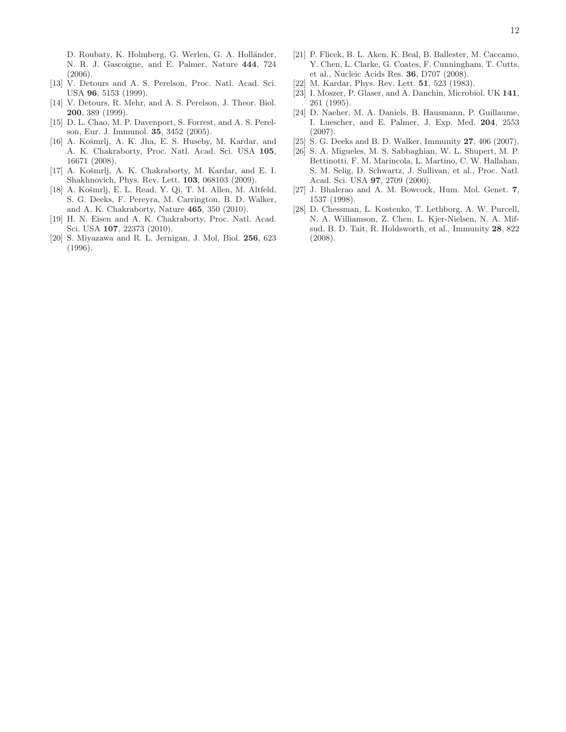D. Roubaty, K. Holmberg, G. Werlen, G. A. Holländer, N. R. J. Gascoigne, and E. Palmer, Nature **444**, 724 (2006).

[13] V. Detours and A. S. Perelson, Proc. Natl. Acad. Sci. USA **96**, 5153 (1999).

[14] V. Detours, R. Mehr, and A. S. Perelson, J. Theor. Biol. **200**, 389 (1999).

[15] D. L. Chao, M. P. Davenport, S. Forrest, and A. S. Perelson, Eur. J. Immunol. **35**, 3452 (2005).

[16] A. Košmrlj, A. K. Jha, E. S. Huseby, M. Kardar, and A. K. Chakraborty, Proc. Natl. Acad. Sci. USA **105**, 16671 (2008).

[17] A. Košmrlj, A. K. Chakraborty, M. Kardar, and E. I. Shakhnovich, Phys. Rev. Lett. **103**, 068103 (2009).

[18] A. Košmrlj, E. L. Read, Y. Qi, T. M. Allen, M. Altfeld, S. G. Deeks, F. Pereyra, M. Carrington, B. D. Walker, and A. K. Chakraborty, Nature **465**, 350 (2010).

[19] H. N. Eisen and A. K. Chakraborty, Proc. Natl. Acad. Sci. USA **107**, 22373 (2010).

[20] S. Miyazawa and R. L. Jernigan, J. Mol, Biol. **256**, 623 (1996).

[21] P. Flicek, B. L. Aken, K. Beal, B. Ballester, M. Caccamo, Y. Chen, L. Clarke, G. Coates, F. Cunningham, T. Cutts, et al., Nucleic Acids Res. **36**, D707 (2008).

[22] M. Kardar, Phys. Rev. Lett. **51**, 523 (1983).

[23] I. Moszer, P. Glaser, and A. Danchin, Microbiol. UK **141**, 261 (1995).

[24] D. Naeher, M. A. Daniels, B. Hausmann, P. Guillaume, I. Luescher, and E. Palmer, J. Exp. Med. **204**, 2553 (2007).

[25] S. G. Deeks and B. D. Walker, Immunity **27**, 406 (2007).

[26] S. A. Migueles, M. S. Sabbaghian, W. L. Shupert, M. P. Bettinotti, F. M. Marincola, L. Martino, C. W. Hallahan, S. M. Selig, D. Schwartz, J. Sullivan, et al., Proc. Natl. Acad. Sci. USA **97**, 2709 (2000).

[27] J. Bhalerao and A. M. Bowcock, Hum. Mol. Genet. **7**, 1537 (1998).

[28] D. Chessman, L. Kostenko, T. Lethborg, A. W. Purcell, N. A. Williamson, Z. Chen, L. Kjer-Nielsen, N. A. Mifsud, B. D. Tait, R. Holdsworth, et al., Immunity **28**, 822 (2008).